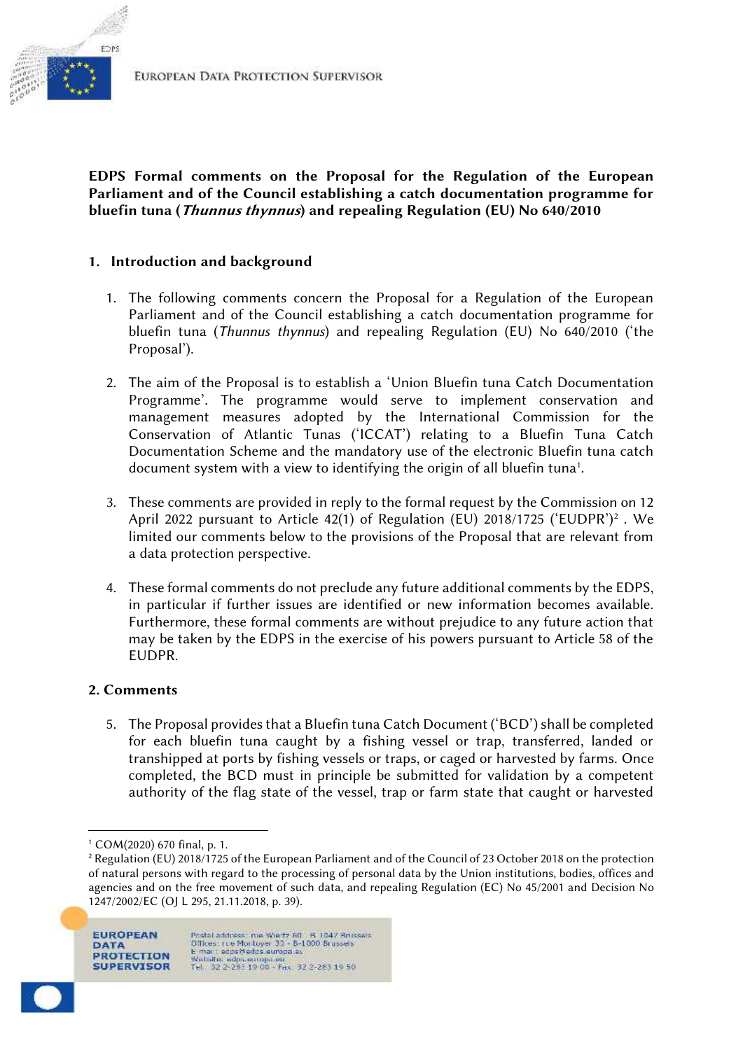**EDPS Formal comments on the Proposal for the Regulation of the European Parliament and of the Council establishing a catch documentation programme for bluefin tuna (*Thunnus thynnus*) and repealing Regulation (EU) No 640/2010**

## 1. Introduction and background

1. The following comments concern the Proposal for a Regulation of the European Parliament and of the Council establishing a catch documentation programme for bluefin tuna (*Thunnus thynnus*) and repealing Regulation (EU) No 640/2010 ('the Proposal').

2. The aim of the Proposal is to establish a 'Union Bluefin tuna Catch Documentation Programme'. The programme would serve to implement conservation and management measures adopted by the International Commission for the Conservation of Atlantic Tunas ('ICCAT') relating to a Bluefin Tuna Catch Documentation Scheme and the mandatory use of the electronic Bluefin tuna catch document system with a view to identifying the origin of all bluefin tuna[1].

3. These comments are provided in reply to the formal request by the Commission on 12 April 2022 pursuant to Article 42(1) of Regulation (EU) 2018/1725 ('EUDPR')[2] . We limited our comments below to the provisions of the Proposal that are relevant from a data protection perspective.

4. These formal comments do not preclude any future additional comments by the EDPS, in particular if further issues are identified or new information becomes available. Furthermore, these formal comments are without prejudice to any future action that may be taken by the EDPS in the exercise of his powers pursuant to Article 58 of the EUDPR.

## 2. Comments

5. The Proposal provides that a Bluefin tuna Catch Document ('BCD') shall be completed for each bluefin tuna caught by a fishing vessel or trap, transferred, landed or transhipped at ports by fishing vessels or traps, or caged or harvested by farms. Once completed, the BCD must in principle be submitted for validation by a competent authority of the flag state of the vessel, trap or farm state that caught or harvested

---

[1] COM(2020) 670 final, p. 1.

[2] Regulation (EU) 2018/1725 of the European Parliament and of the Council of 23 October 2018 on the protection of natural persons with regard to the processing of personal data by the Union institutions, bodies, offices and agencies and on the free movement of such data, and repealing Regulation (EC) No 45/2001 and Decision No 1247/2002/EC (OJ L 295, 21.11.2018, p. 39).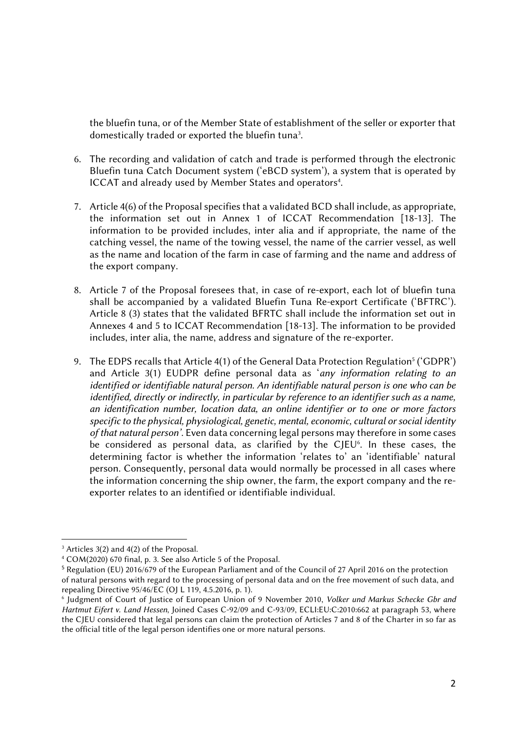the bluefin tuna, or of the Member State of establishment of the seller or exporter that domestically traded or exported the bluefin tuna[3].

6. The recording and validation of catch and trade is performed through the electronic Bluefin tuna Catch Document system ('eBCD system'), a system that is operated by ICCAT and already used by Member States and operators[4].

7. Article 4(6) of the Proposal specifies that a validated BCD shall include, as appropriate, the information set out in Annex 1 of ICCAT Recommendation [18-13]. The information to be provided includes, inter alia and if appropriate, the name of the catching vessel, the name of the towing vessel, the name of the carrier vessel, as well as the name and location of the farm in case of farming and the name and address of the export company.

8. Article 7 of the Proposal foresees that, in case of re-export, each lot of bluefin tuna shall be accompanied by a validated Bluefin Tuna Re-export Certificate ('BFTRC'). Article 8 (3) states that the validated BFRTC shall include the information set out in Annexes 4 and 5 to ICCAT Recommendation [18-13]. The information to be provided includes, inter alia, the name, address and signature of the re-exporter.

9. The EDPS recalls that Article 4(1) of the General Data Protection Regulation[5] ('GDPR') and Article 3(1) EUDPR define personal data as '*any information relating to an identified or identifiable natural person. An identifiable natural person is one who can be identified, directly or indirectly, in particular by reference to an identifier such as a name, an identification number, location data, an online identifier or to one or more factors specific to the physical, physiological, genetic, mental, economic, cultural or social identity of that natural person*'. Even data concerning legal persons may therefore in some cases be considered as personal data, as clarified by the CJEU[6]. In these cases, the determining factor is whether the information 'relates to' an 'identifiable' natural person. Consequently, personal data would normally be processed in all cases where the information concerning the ship owner, the farm, the export company and the re-exporter relates to an identified or identifiable individual.

---

[3] Articles 3(2) and 4(2) of the Proposal.

[4] COM(2020) 670 final, p. 3. See also Article 5 of the Proposal.

[5] Regulation (EU) 2016/679 of the European Parliament and of the Council of 27 April 2016 on the protection of natural persons with regard to the processing of personal data and on the free movement of such data, and repealing Directive 95/46/EC (OJ L 119, 4.5.2016, p. 1).

[6] Judgment of Court of Justice of European Union of 9 November 2010, *Volker und Markus Schecke Gbr and Hartmut Eifert v. Land Hessen*, Joined Cases C-92/09 and C-93/09, ECLI:EU:C:2010:662 at paragraph 53, where the CJEU considered that legal persons can claim the protection of Articles 7 and 8 of the Charter in so far as the official title of the legal person identifies one or more natural persons.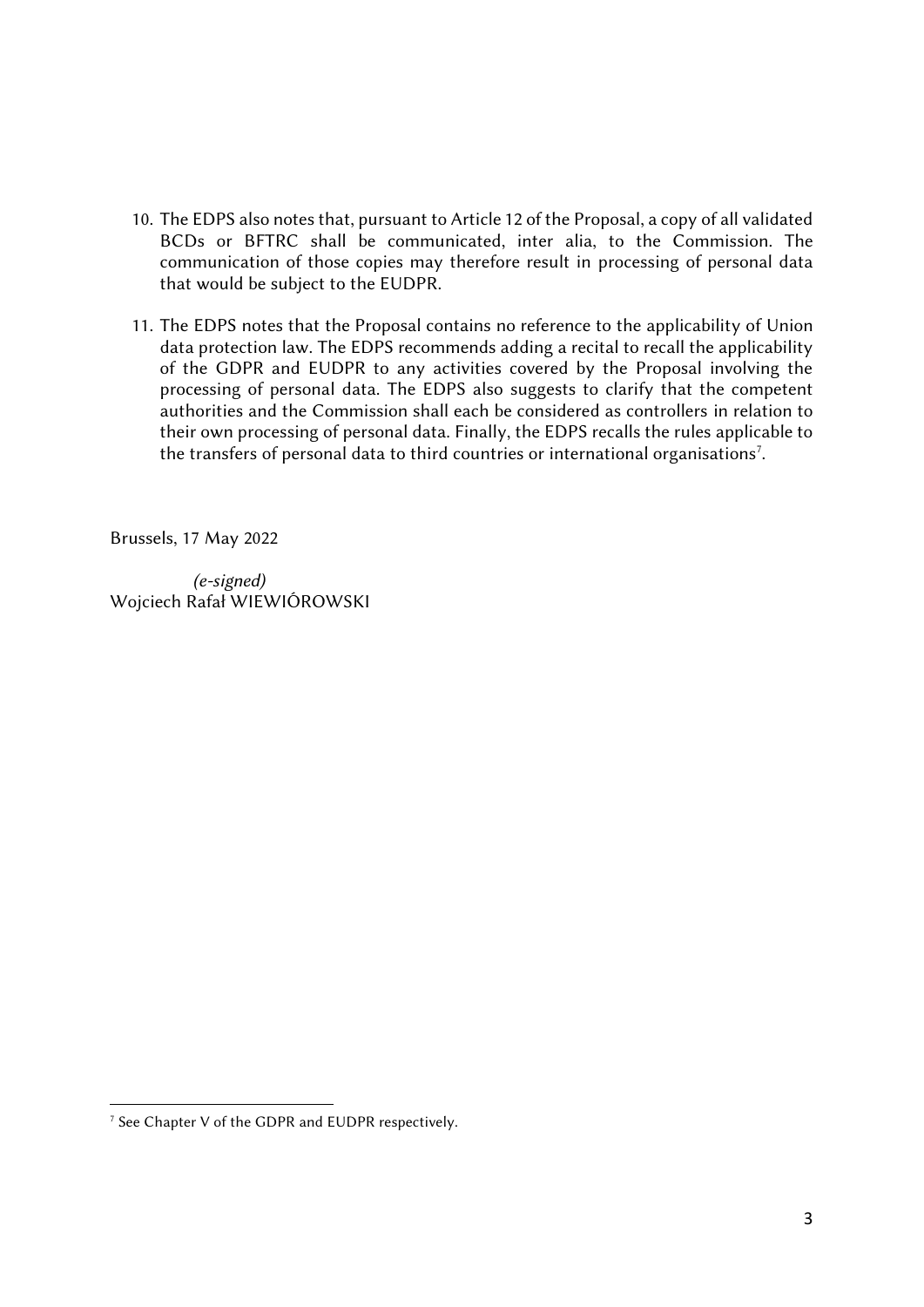10. The EDPS also notes that, pursuant to Article 12 of the Proposal, a copy of all validated BCDs or BFTRC shall be communicated, inter alia, to the Commission. The communication of those copies may therefore result in processing of personal data that would be subject to the EUDPR.

11. The EDPS notes that the Proposal contains no reference to the applicability of Union data protection law. The EDPS recommends adding a recital to recall the applicability of the GDPR and EUDPR to any activities covered by the Proposal involving the processing of personal data. The EDPS also suggests to clarify that the competent authorities and the Commission shall each be considered as controllers in relation to their own processing of personal data. Finally, the EDPS recalls the rules applicable to the transfers of personal data to third countries or international organisations[7].

Brussels, 17 May 2022

*(e-signed)*
Wojciech Rafał WIEWIÓROWSKI

---

[7] See Chapter V of the GDPR and EUDPR respectively.